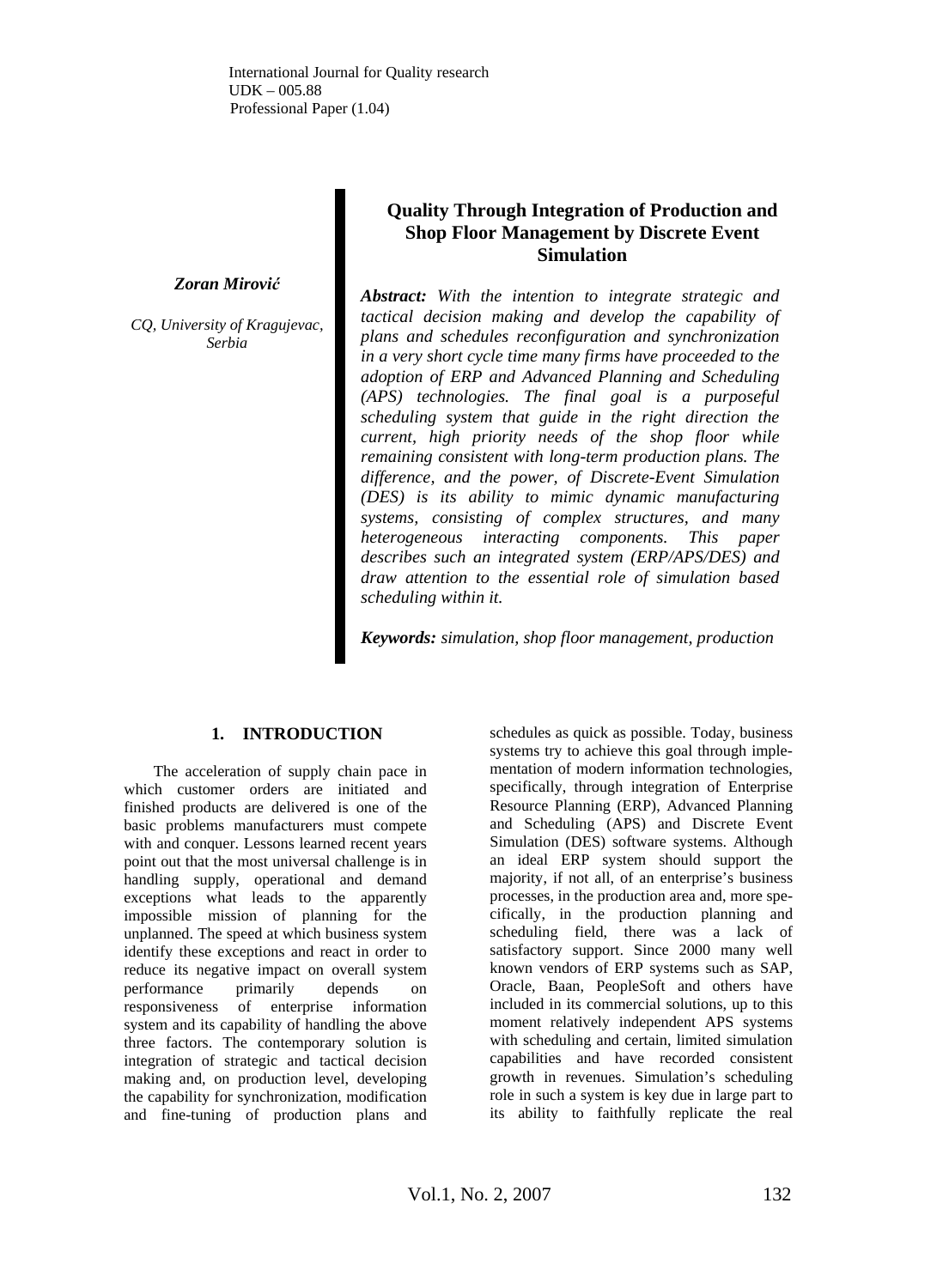International Journal for Quality research
UDK – 005.88
Professional Paper (1.04)

# Quality Through Integration of Production and Shop Floor Management by Discrete Event Simulation

***Zoran Mirović***

*CQ, University of Kragujevac, Serbia*

***Abstract:** With the intention to integrate strategic and tactical decision making and develop the capability of plans and schedules reconfiguration and synchronization in a very short cycle time many firms have proceeded to the adoption of ERP and Advanced Planning and Scheduling (APS) technologies. The final goal is a purposeful scheduling system that guide in the right direction the current, high priority needs of the shop floor while remaining consistent with long-term production plans. The difference, and the power, of Discrete-Event Simulation (DES) is its ability to mimic dynamic manufacturing systems, consisting of complex structures, and many heterogeneous interacting components. This paper describes such an integrated system (ERP/APS/DES) and draw attention to the essential role of simulation based scheduling within it.*

***Keywords:** simulation, shop floor management, production*

## 1. INTRODUCTION

The acceleration of supply chain pace in which customer orders are initiated and finished products are delivered is one of the basic problems manufacturers must compete with and conquer. Lessons learned recent years point out that the most universal challenge is in handling supply, operational and demand exceptions what leads to the apparently impossible mission of planning for the unplanned. The speed at which business system identify these exceptions and react in order to reduce its negative impact on overall system performance primarily depends on responsiveness of enterprise information system and its capability of handling the above three factors. The contemporary solution is integration of strategic and tactical decision making and, on production level, developing the capability for synchronization, modification and fine-tuning of production plans and schedules as quick as possible. Today, business systems try to achieve this goal through implementation of modern information technologies, specifically, through integration of Enterprise Resource Planning (ERP), Advanced Planning and Scheduling (APS) and Discrete Event Simulation (DES) software systems. Although an ideal ERP system should support the majority, if not all, of an enterprise's business processes, in the production area and, more specifically, in the production planning and scheduling field, there was a lack of satisfactory support. Since 2000 many well known vendors of ERP systems such as SAP, Oracle, Baan, PeopleSoft and others have included in its commercial solutions, up to this moment relatively independent APS systems with scheduling and certain, limited simulation capabilities and have recorded consistent growth in revenues. Simulation's scheduling role in such a system is key due in large part to its ability to faithfully replicate the real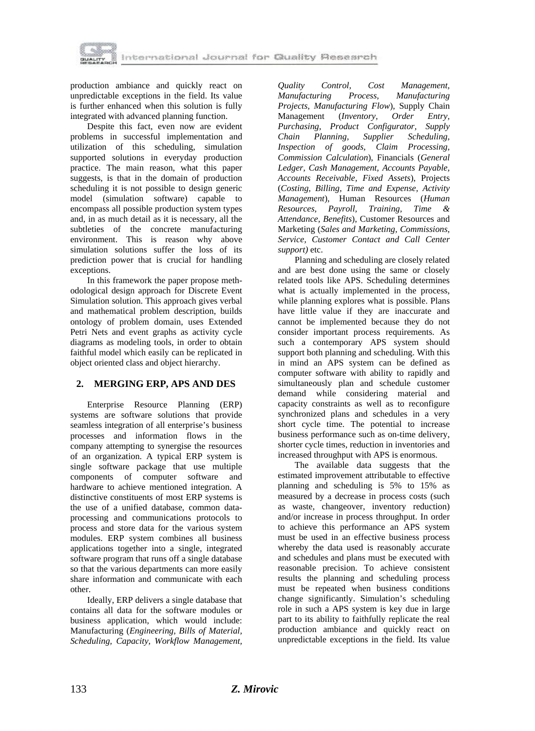production ambiance and quickly react on unpredictable exceptions in the field. Its value is further enhanced when this solution is fully integrated with advanced planning function.

Despite this fact, even now are evident problems in successful implementation and utilization of this scheduling, simulation supported solutions in everyday production practice. The main reason, what this paper suggests, is that in the domain of production scheduling it is not possible to design generic model (simulation software) capable to encompass all possible production system types and, in as much detail as it is necessary, all the subtleties of the concrete manufacturing environment. This is reason why above simulation solutions suffer the loss of its prediction power that is crucial for handling exceptions.

In this framework the paper propose methodological design approach for Discrete Event Simulation solution. This approach gives verbal and mathematical problem description, builds ontology of problem domain, uses Extended Petri Nets and event graphs as activity cycle diagrams as modeling tools, in order to obtain faithful model which easily can be replicated in object oriented class and object hierarchy.

## 2. MERGING ERP, APS AND DES

Enterprise Resource Planning (ERP) systems are software solutions that provide seamless integration of all enterprise's business processes and information flows in the company attempting to synergise the resources of an organization. A typical ERP system is single software package that use multiple components of computer software and hardware to achieve mentioned integration. A distinctive constituents of most ERP systems is the use of a unified database, common data-processing and communications protocols to process and store data for the various system modules. ERP system combines all business applications together into a single, integrated software program that runs off a single database so that the various departments can more easily share information and communicate with each other.

Ideally, ERP delivers a single database that contains all data for the software modules or business application, which would include: Manufacturing (*Engineering, Bills of Material, Scheduling, Capacity, Workflow Management, Quality Control, Cost Management, Manufacturing Process, Manufacturing Projects, Manufacturing Flow*), Supply Chain Management (*Inventory, Order Entry, Purchasing, Product Configurator, Supply Chain Planning, Supplier Scheduling, Inspection of goods, Claim Processing, Commission Calculation*), Financials (*General Ledger, Cash Management, Accounts Payable, Accounts Receivable, Fixed Assets*), Projects (*Costing, Billing, Time and Expense, Activity Management*), Human Resources (*Human Resources, Payroll, Training, Time & Attendance, Benefits*), Customer Resources and Marketing (*Sales and Marketing, Commissions, Service, Customer Contact and Call Center support)* etc.

Planning and scheduling are closely related and are best done using the same or closely related tools like APS. Scheduling determines what is actually implemented in the process, while planning explores what is possible. Plans have little value if they are inaccurate and cannot be implemented because they do not consider important process requirements. As such a contemporary APS system should support both planning and scheduling. With this in mind an APS system can be defined as computer software with ability to rapidly and simultaneously plan and schedule customer demand while considering material and capacity constraints as well as to reconfigure synchronized plans and schedules in a very short cycle time. The potential to increase business performance such as on-time delivery, shorter cycle times, reduction in inventories and increased throughput with APS is enormous.

The available data suggests that the estimated improvement attributable to effective planning and scheduling is 5% to 15% as measured by a decrease in process costs (such as waste, changeover, inventory reduction) and/or increase in process throughput. In order to achieve this performance an APS system must be used in an effective business process whereby the data used is reasonably accurate and schedules and plans must be executed with reasonable precision. To achieve consistent results the planning and scheduling process must be repeated when business conditions change significantly. Simulation's scheduling role in such a APS system is key due in large part to its ability to faithfully replicate the real production ambiance and quickly react on unpredictable exceptions in the field. Its value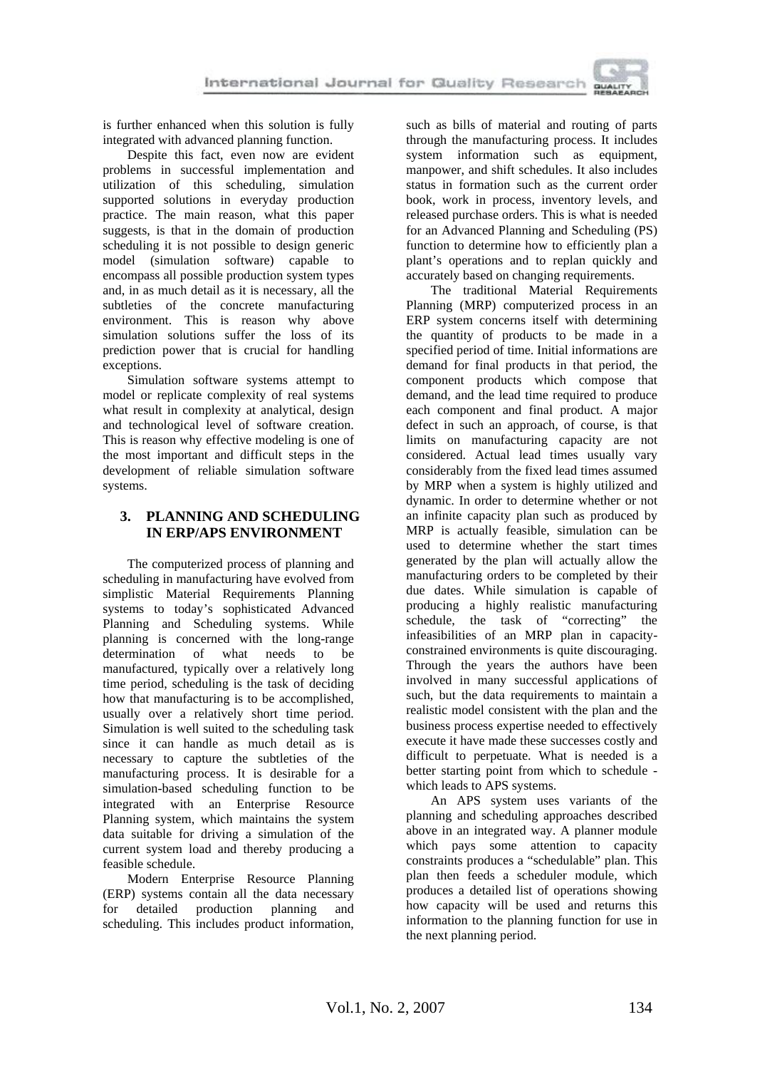is further enhanced when this solution is fully integrated with advanced planning function.

Despite this fact, even now are evident problems in successful implementation and utilization of this scheduling, simulation supported solutions in everyday production practice. The main reason, what this paper suggests, is that in the domain of production scheduling it is not possible to design generic model (simulation software) capable to encompass all possible production system types and, in as much detail as it is necessary, all the subtleties of the concrete manufacturing environment. This is reason why above simulation solutions suffer the loss of its prediction power that is crucial for handling exceptions.

Simulation software systems attempt to model or replicate complexity of real systems what result in complexity at analytical, design and technological level of software creation. This is reason why effective modeling is one of the most important and difficult steps in the development of reliable simulation software systems.

## 3. PLANNING AND SCHEDULING IN ERP/APS ENVIRONMENT

The computerized process of planning and scheduling in manufacturing have evolved from simplistic Material Requirements Planning systems to today's sophisticated Advanced Planning and Scheduling systems. While planning is concerned with the long-range determination of what needs to be manufactured, typically over a relatively long time period, scheduling is the task of deciding how that manufacturing is to be accomplished, usually over a relatively short time period. Simulation is well suited to the scheduling task since it can handle as much detail as is necessary to capture the subtleties of the manufacturing process. It is desirable for a simulation-based scheduling function to be integrated with an Enterprise Resource Planning system, which maintains the system data suitable for driving a simulation of the current system load and thereby producing a feasible schedule.

Modern Enterprise Resource Planning (ERP) systems contain all the data necessary for detailed production planning and scheduling. This includes product information, such as bills of material and routing of parts through the manufacturing process. It includes system information such as equipment, manpower, and shift schedules. It also includes status in formation such as the current order book, work in process, inventory levels, and released purchase orders. This is what is needed for an Advanced Planning and Scheduling (PS) function to determine how to efficiently plan a plant's operations and to replan quickly and accurately based on changing requirements.

The traditional Material Requirements Planning (MRP) computerized process in an ERP system concerns itself with determining the quantity of products to be made in a specified period of time. Initial informations are demand for final products in that period, the component products which compose that demand, and the lead time required to produce each component and final product. A major defect in such an approach, of course, is that limits on manufacturing capacity are not considered. Actual lead times usually vary considerably from the fixed lead times assumed by MRP when a system is highly utilized and dynamic. In order to determine whether or not an infinite capacity plan such as produced by MRP is actually feasible, simulation can be used to determine whether the start times generated by the plan will actually allow the manufacturing orders to be completed by their due dates. While simulation is capable of producing a highly realistic manufacturing schedule, the task of "correcting" the infeasibilities of an MRP plan in capacity-constrained environments is quite discouraging. Through the years the authors have been involved in many successful applications of such, but the data requirements to maintain a realistic model consistent with the plan and the business process expertise needed to effectively execute it have made these successes costly and difficult to perpetuate. What is needed is a better starting point from which to schedule - which leads to APS systems.

An APS system uses variants of the planning and scheduling approaches described above in an integrated way. A planner module which pays some attention to capacity constraints produces a "schedulable" plan. This plan then feeds a scheduler module, which produces a detailed list of operations showing how capacity will be used and returns this information to the planning function for use in the next planning period.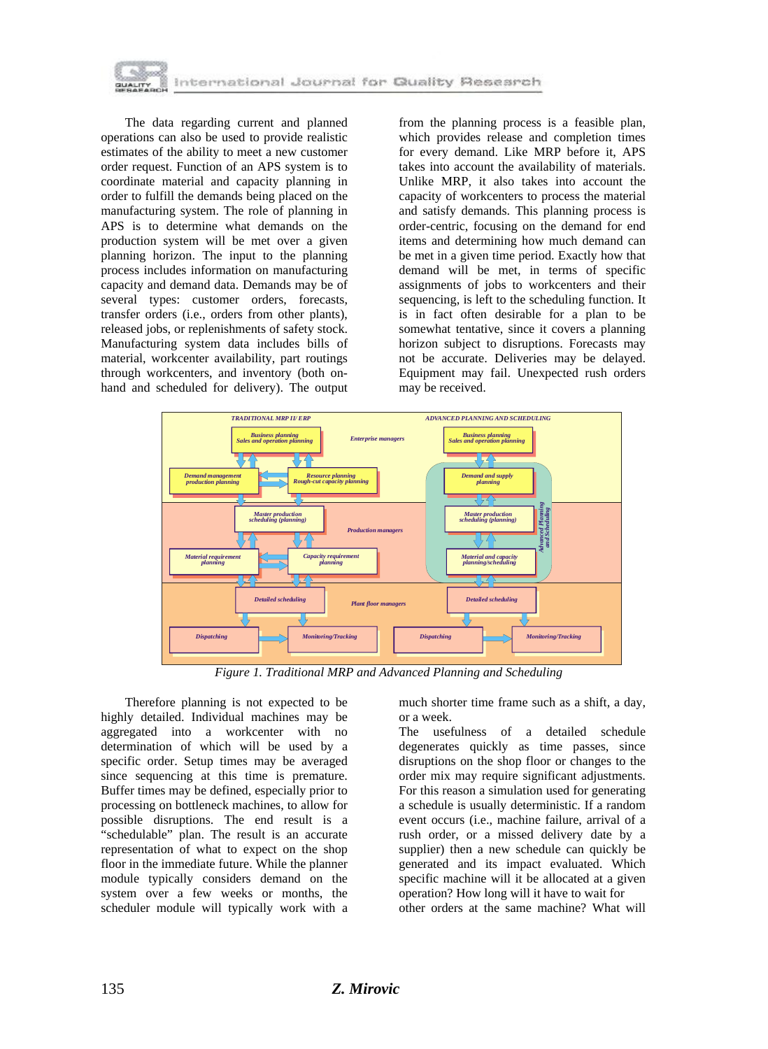The data regarding current and planned operations can also be used to provide realistic estimates of the ability to meet a new customer order request. Function of an APS system is to coordinate material and capacity planning in order to fulfill the demands being placed on the manufacturing system. The role of planning in APS is to determine what demands on the production system will be met over a given planning horizon. The input to the planning process includes information on manufacturing capacity and demand data. Demands may be of several types: customer orders, forecasts, transfer orders (i.e., orders from other plants), released jobs, or replenishments of safety stock. Manufacturing system data includes bills of material, workcenter availability, part routings through workcenters, and inventory (both on-hand and scheduled for delivery). The output from the planning process is a feasible plan, which provides release and completion times for every demand. Like MRP before it, APS takes into account the availability of materials. Unlike MRP, it also takes into account the capacity of workcenters to process the material and satisfy demands. This planning process is order-centric, focusing on the demand for end items and determining how much demand can be met in a given time period. Exactly how that demand will be met, in terms of specific assignments of jobs to workcenters and their sequencing, is left to the scheduling function. It is in fact often desirable for a plan to be somewhat tentative, since it covers a planning horizon subject to disruptions. Forecasts may not be accurate. Deliveries may be delayed. Equipment may fail. Unexpected rush orders may be received.

*Figure 1. Traditional MRP and Advanced Planning and Scheduling*

Therefore planning is not expected to be highly detailed. Individual machines may be aggregated into a workcenter with no determination of which will be used by a specific order. Setup times may be averaged since sequencing at this time is premature. Buffer times may be defined, especially prior to processing on bottleneck machines, to allow for possible disruptions. The end result is a "schedulable" plan. The result is an accurate representation of what to expect on the shop floor in the immediate future. While the planner module typically considers demand on the system over a few weeks or months, the scheduler module will typically work with a much shorter time frame such as a shift, a day, or a week.

The usefulness of a detailed schedule degenerates quickly as time passes, since disruptions on the shop floor or changes to the order mix may require significant adjustments. For this reason a simulation used for generating a schedule is usually deterministic. If a random event occurs (i.e., machine failure, arrival of a rush order, or a missed delivery date by a supplier) then a new schedule can quickly be generated and its impact evaluated. Which specific machine will it be allocated at a given operation? How long will it have to wait for other orders at the same machine? What will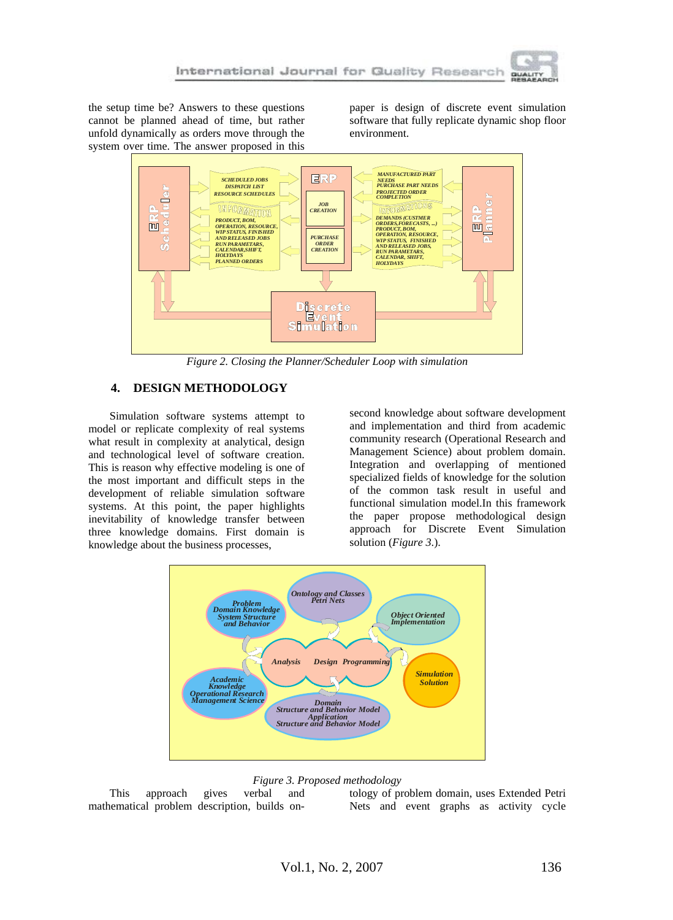the setup time be? Answers to these questions cannot be planned ahead of time, but rather unfold dynamically as orders move through the system over time. The answer proposed in this paper is design of discrete event simulation software that fully replicate dynamic shop floor environment.

*Figure 2. Closing the Planner/Scheduler Loop with simulation*

## 4. DESIGN METHODOLOGY

Simulation software systems attempt to model or replicate complexity of real systems what result in complexity at analytical, design and technological level of software creation. This is reason why effective modeling is one of the most important and difficult steps in the development of reliable simulation software systems. At this point, the paper highlights inevitability of knowledge transfer between three knowledge domains. First domain is knowledge about the business processes, second knowledge about software development and implementation and third from academic community research (Operational Research and Management Science) about problem domain. Integration and overlapping of mentioned specialized fields of knowledge for the solution of the common task result in useful and functional simulation model.In this framework the paper propose methodological design approach for Discrete Event Simulation solution (*Figure 3.*).

*Figure 3. Proposed methodology*

This approach gives verbal and mathematical problem description, builds ontology of problem domain, uses Extended Petri Nets and event graphs as activity cycle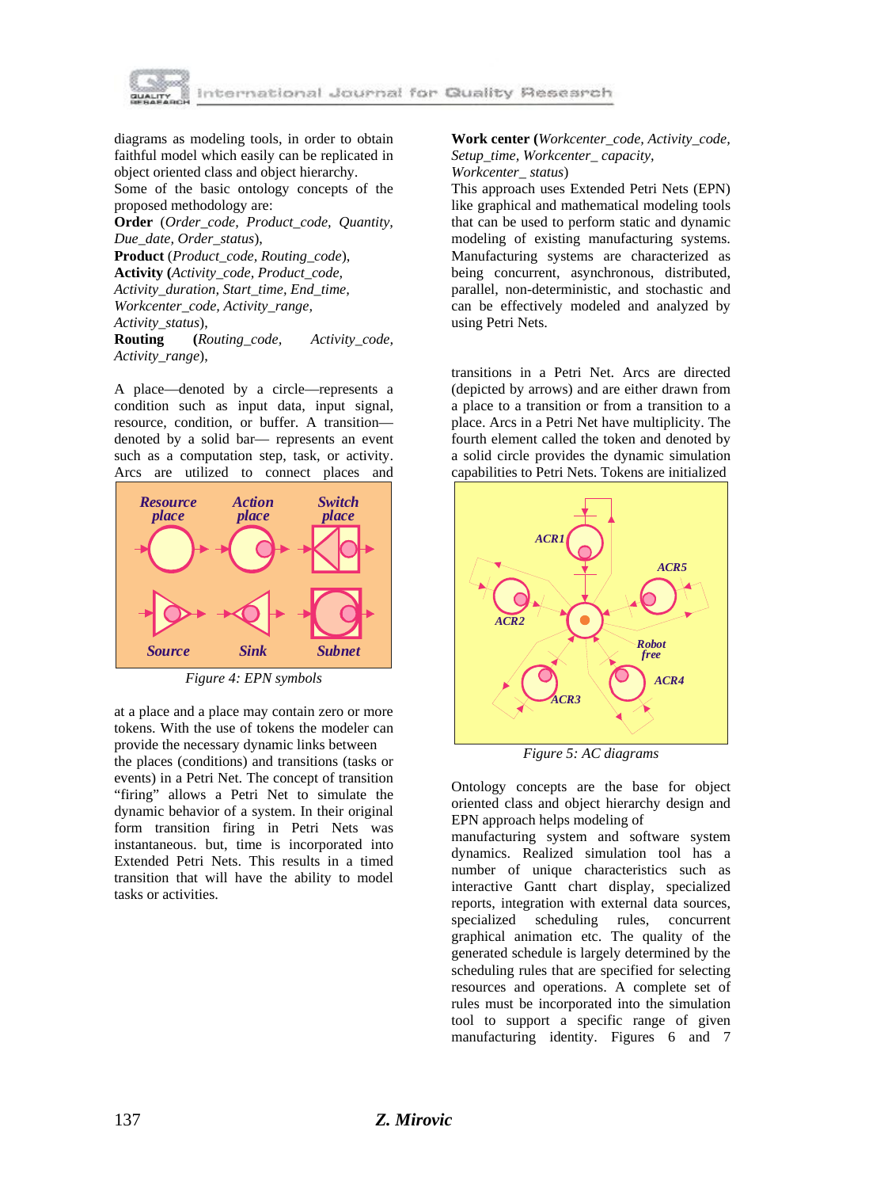diagrams as modeling tools, in order to obtain faithful model which easily can be replicated in object oriented class and object hierarchy.
Some of the basic ontology concepts of the proposed methodology are:

**Order** (*Order_code, Product_code, Quantity, Due_date, Order_status*),
**Product** (*Product_code, Routing_code*),
**Activity** (*Activity_code, Product_code, Activity_duration, Start_time, End_time, Workcenter_code, Activity_range, Activity_status*),
**Routing** (*Routing_code, Activity_code, Activity_range*),
**Work center** (*Workcenter_code, Activity_code, Setup_time, Workcenter_ capacity, Workcenter_ status*)

This approach uses Extended Petri Nets (EPN) like graphical and mathematical modeling tools that can be used to perform static and dynamic modeling of existing manufacturing systems. Manufacturing systems are characterized as being concurrent, asynchronous, distributed, parallel, non-deterministic, and stochastic and can be effectively modeled and analyzed by using Petri Nets.

A place—denoted by a circle—represents a condition such as input data, input signal, resource, condition, or buffer. A transition—denoted by a solid bar— represents an event such as a computation step, task, or activity. Arcs are utilized to connect places and transitions in a Petri Net. Arcs are directed (depicted by arrows) and are either drawn from a place to a transition or from a transition to a place. Arcs in a Petri Net have multiplicity. The fourth element called the token and denoted by a solid circle provides the dynamic simulation capabilities to Petri Nets. Tokens are initialized at a place and a place may contain zero or more tokens. With the use of tokens the modeler can provide the necessary dynamic links between the places (conditions) and transitions (tasks or events) in a Petri Net. The concept of transition "firing" allows a Petri Net to simulate the dynamic behavior of a system. In their original form transition firing in Petri Nets was instantaneous. but, time is incorporated into Extended Petri Nets. This results in a timed transition that will have the ability to model tasks or activities.

*Figure 4: EPN symbols*

*Figure 5: AC diagrams*

Ontology concepts are the base for object oriented class and object hierarchy design and EPN approach helps modeling of manufacturing system and software system dynamics. Realized simulation tool has a number of unique characteristics such as interactive Gantt chart display, specialized reports, integration with external data sources, specialized scheduling rules, concurrent graphical animation etc. The quality of the generated schedule is largely determined by the scheduling rules that are specified for selecting resources and operations. A complete set of rules must be incorporated into the simulation tool to support a specific range of given manufacturing identity. Figures 6 and 7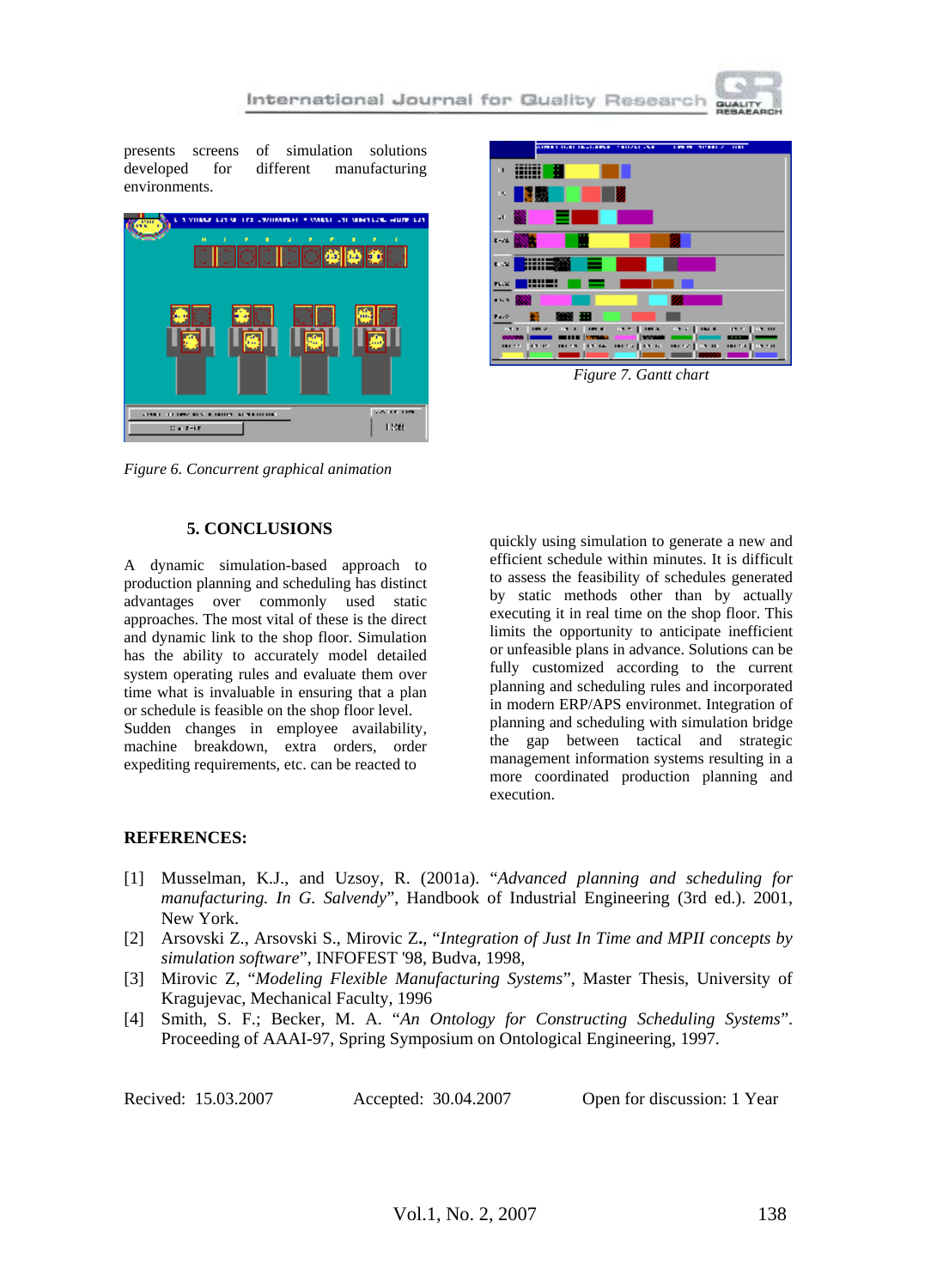presents screens of simulation solutions developed for different manufacturing environments.

Figure 6. Concurrent graphical animation

Figure 7. Gantt chart

## 5. CONCLUSIONS

A dynamic simulation-based approach to production planning and scheduling has distinct advantages over commonly used static approaches. The most vital of these is the direct and dynamic link to the shop floor. Simulation has the ability to accurately model detailed system operating rules and evaluate them over time what is invaluable in ensuring that a plan or schedule is feasible on the shop floor level. Sudden changes in employee availability, machine breakdown, extra orders, order expediting requirements, etc. can be reacted to quickly using simulation to generate a new and efficient schedule within minutes. It is difficult to assess the feasibility of schedules generated by static methods other than by actually executing it in real time on the shop floor. This limits the opportunity to anticipate inefficient or unfeasible plans in advance. Solutions can be fully customized according to the current planning and scheduling rules and incorporated in modern ERP/APS environmet. Integration of planning and scheduling with simulation bridge the gap between tactical and strategic management information systems resulting in a more coordinated production planning and execution.

## REFERENCES:

[1] Musselman, K.J., and Uzsoy, R. (2001a). "*Advanced planning and scheduling for manufacturing. In G. Salvendy*", Handbook of Industrial Engineering (3rd ed.). 2001, New York.

[2] Arsovski Z., Arsovski S., Mirovic Z., "*Integration of Just In Time and MPII concepts by simulation software*", INFOFEST '98, Budva, 1998,

[3] Mirovic Z, "*Modeling Flexible Manufacturing Systems*", Master Thesis, University of Kragujevac, Mechanical Faculty, 1996

[4] Smith, S. F.; Becker, M. A. "*An Ontology for Constructing Scheduling Systems*". Proceeding of AAAI-97, Spring Symposium on Ontological Engineering, 1997.

Recived: 15.03.2007 Accepted: 30.04.2007 Open for discussion: 1 Year